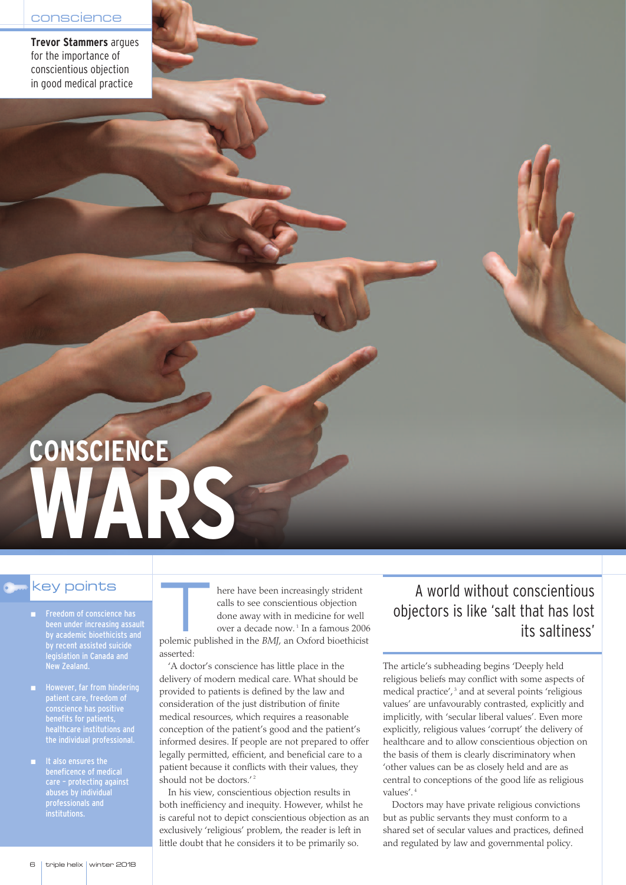conscience

**Trevor Stammers** argues for the importance of conscientious objection in good medical practice

# CONSCIENCE WARS

## key points

- Freedom of conscience has been under increasing assault by academic bioethicists and by recent assisted suicide legislation in Canada and New Zealand.
- However, far from hindering patient care, freedom of conscience has positive benefits for patients, healthcare institutions and the individual professional.
- It also ensures the beneficence of medical care – protecting against abuses by individual professionals and institutions.

There have been increasingly strident calls to see conscientious objection done away with in medicine for well over a decade now.[1] In a famous 2006 polemic published in the *BMJ*, an Oxford bioethicist asserted:

'A doctor's conscience has little place in the delivery of modern medical care. What should be provided to patients is defined by the law and consideration of the just distribution of finite medical resources, which requires a reasonable conception of the patient's good and the patient's informed desires. If people are not prepared to offer legally permitted, efficient, and beneficial care to a patient because it conflicts with their values, they should not be doctors.'[2]

In his view, conscientious objection results in both inefficiency and inequity. However, whilst he is careful not to depict conscientious objection as an exclusively 'religious' problem, the reader is left in little doubt that he considers it to be primarily so.

> A world without conscientious objectors is like 'salt that has lost its saltiness'

The article's subheading begins 'Deeply held religious beliefs may conflict with some aspects of medical practice',[3] and at several points 'religious values' are unfavourably contrasted, explicitly and implicitly, with 'secular liberal values'. Even more explicitly, religious values 'corrupt' the delivery of healthcare and to allow conscientious objection on the basis of them is clearly discriminatory when 'other values can be as closely held and are as central to conceptions of the good life as religious values'.[4]

Doctors may have private religious convictions but as public servants they must conform to a shared set of secular values and practices, defined and regulated by law and governmental policy.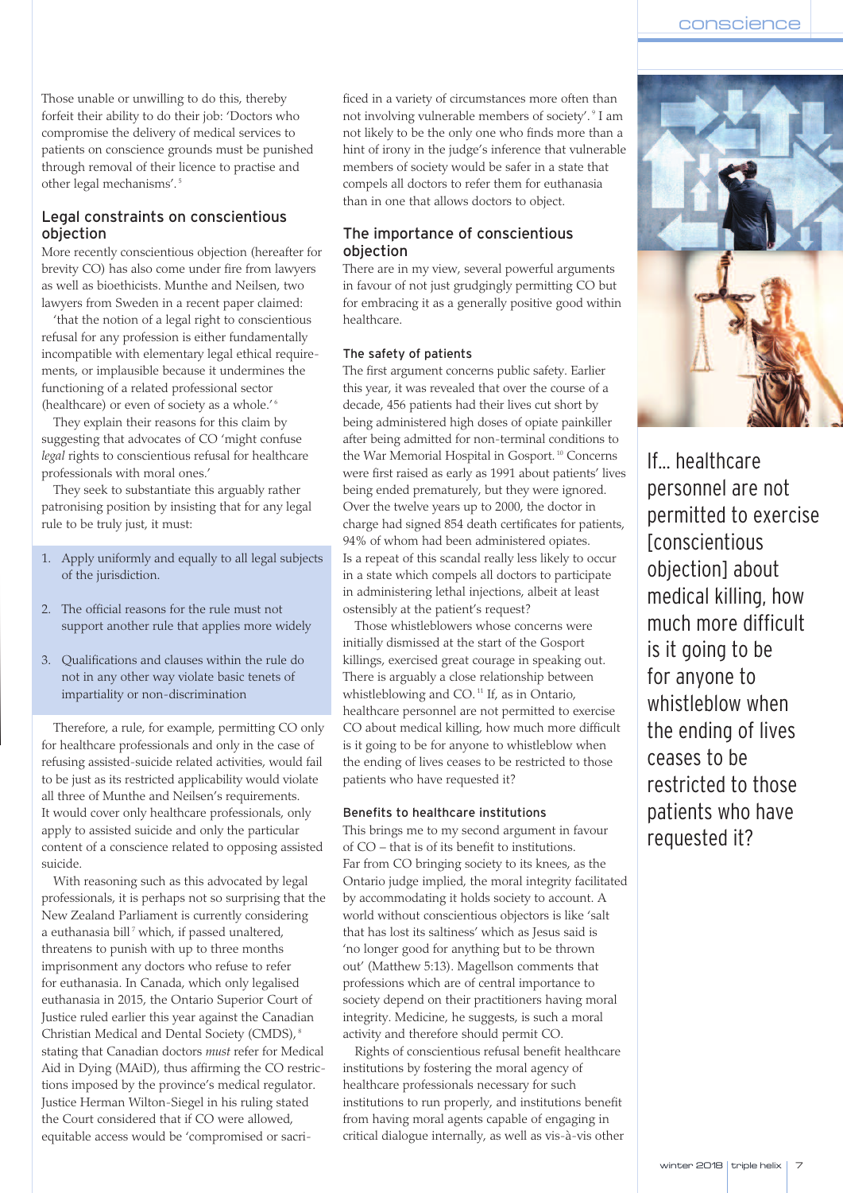Those unable or unwilling to do this, thereby forfeit their ability to do their job: 'Doctors who compromise the delivery of medical services to patients on conscience grounds must be punished through removal of their licence to practise and other legal mechanisms'.[5]

## Legal constraints on conscientious objection

More recently conscientious objection (hereafter for brevity CO) has also come under fire from lawyers as well as bioethicists. Munthe and Neilsen, two lawyers from Sweden in a recent paper claimed:

'that the notion of a legal right to conscientious refusal for any profession is either fundamentally incompatible with elementary legal ethical requirements, or implausible because it undermines the functioning of a related professional sector (healthcare) or even of society as a whole.'[6]

They explain their reasons for this claim by suggesting that advocates of CO 'might confuse *legal* rights to conscientious refusal for healthcare professionals with moral ones.'

They seek to substantiate this arguably rather patronising position by insisting that for any legal rule to be truly just, it must:

1. Apply uniformly and equally to all legal subjects of the jurisdiction.
2. The official reasons for the rule must not support another rule that applies more widely
3. Qualifications and clauses within the rule do not in any other way violate basic tenets of impartiality or non-discrimination

Therefore, a rule, for example, permitting CO only for healthcare professionals and only in the case of refusing assisted-suicide related activities, would fail to be just as its restricted applicability would violate all three of Munthe and Neilsen's requirements. It would cover only healthcare professionals, only apply to assisted suicide and only the particular content of a conscience related to opposing assisted suicide.

With reasoning such as this advocated by legal professionals, it is perhaps not so surprising that the New Zealand Parliament is currently considering a euthanasia bill[7] which, if passed unaltered, threatens to punish with up to three months imprisonment any doctors who refuse to refer for euthanasia. In Canada, which only legalised euthanasia in 2015, the Ontario Superior Court of Justice ruled earlier this year against the Canadian Christian Medical and Dental Society (CMDS),[8] stating that Canadian doctors *must* refer for Medical Aid in Dying (MAiD), thus affirming the CO restrictions imposed by the province's medical regulator. Justice Herman Wilton-Siegel in his ruling stated the Court considered that if CO were allowed, equitable access would be 'compromised or sacrificed in a variety of circumstances more often than not involving vulnerable members of society'.[9] I am not likely to be the only one who finds more than a hint of irony in the judge's inference that vulnerable members of society would be safer in a state that compels all doctors to refer them for euthanasia than in one that allows doctors to object.

## The importance of conscientious objection

There are in my view, several powerful arguments in favour of not just grudgingly permitting CO but for embracing it as a generally positive good within healthcare.

### The safety of patients

The first argument concerns public safety. Earlier this year, it was revealed that over the course of a decade, 456 patients had their lives cut short by being administered high doses of opiate painkiller after being admitted for non-terminal conditions to the War Memorial Hospital in Gosport.[10] Concerns were first raised as early as 1991 about patients' lives being ended prematurely, but they were ignored. Over the twelve years up to 2000, the doctor in charge had signed 854 death certificates for patients, 94% of whom had been administered opiates. Is a repeat of this scandal really less likely to occur in a state which compels all doctors to participate in administering lethal injections, albeit at least ostensibly at the patient's request?

Those whistleblowers whose concerns were initially dismissed at the start of the Gosport killings, exercised great courage in speaking out. There is arguably a close relationship between whistleblowing and CO.[11] If, as in Ontario, healthcare personnel are not permitted to exercise CO about medical killing, how much more difficult is it going to be for anyone to whistleblow when the ending of lives ceases to be restricted to those patients who have requested it?

### Benefits to healthcare institutions

This brings me to my second argument in favour of CO – that is of its benefit to institutions. Far from CO bringing society to its knees, as the Ontario judge implied, the moral integrity facilitated by accommodating it holds society to account. A world without conscientious objectors is like 'salt that has lost its saltiness' which as Jesus said is 'no longer good for anything but to be thrown out' (Matthew 5:13). Magellson comments that professions which are of central importance to society depend on their practitioners having moral integrity. Medicine, he suggests, is such a moral activity and therefore should permit CO.

Rights of conscientious refusal benefit healthcare institutions by fostering the moral agency of healthcare professionals necessary for such institutions to run properly, and institutions benefit from having moral agents capable of engaging in critical dialogue internally, as well as vis-à-vis other

If... healthcare personnel are not permitted to exercise [conscientious objection] about medical killing, how much more difficult is it going to be for anyone to whistleblow when the ending of lives ceases to be restricted to those patients who have requested it?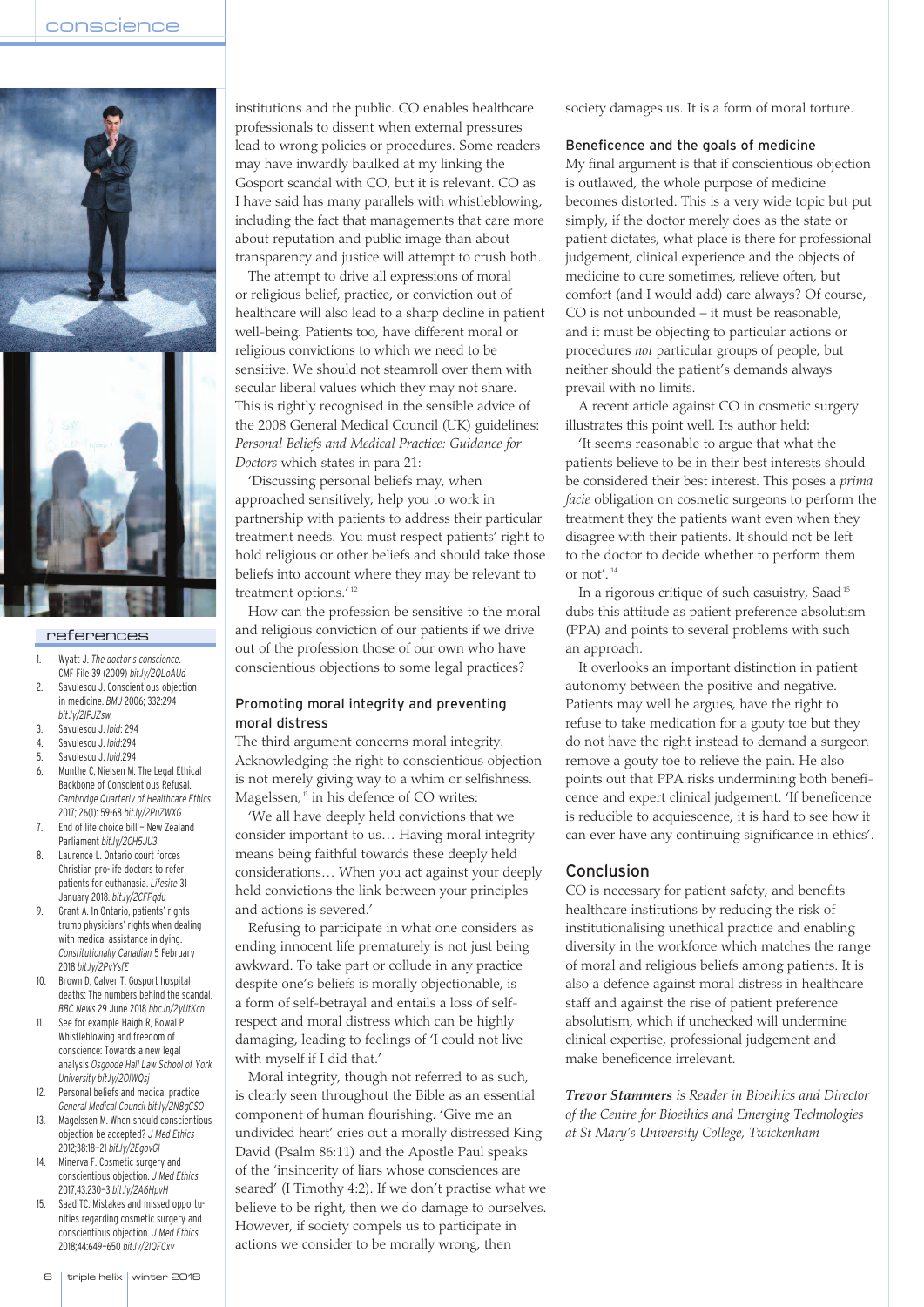institutions and the public. CO enables healthcare professionals to dissent when external pressures lead to wrong policies or procedures. Some readers may have inwardly baulked at my linking the Gosport scandal with CO, but it is relevant. CO as I have said has many parallels with whistleblowing, including the fact that managements that care more about reputation and public image than about transparency and justice will attempt to crush both.

The attempt to drive all expressions of moral or religious belief, practice, or conviction out of healthcare will also lead to a sharp decline in patient well-being. Patients too, have different moral or religious convictions to which we need to be sensitive. We should not steamroll over them with secular liberal values which they may not share. This is rightly recognised in the sensible advice of the 2008 General Medical Council (UK) guidelines: *Personal Beliefs and Medical Practice: Guidance for Doctors* which states in para 21:

'Discussing personal beliefs may, when approached sensitively, help you to work in partnership with patients to address their particular treatment needs. You must respect patients' right to hold religious or other beliefs and should take those beliefs into account where they may be relevant to treatment options.'[12]

How can the profession be sensitive to the moral and religious conviction of our patients if we drive out of the profession those of our own who have conscientious objections to some legal practices?

### Promoting moral integrity and preventing moral distress

The third argument concerns moral integrity. Acknowledging the right to conscientious objection is not merely giving way to a whim or selfishness. Magelssen,[13] in his defence of CO writes:

'We all have deeply held convictions that we consider important to us… Having moral integrity means being faithful towards these deeply held considerations… When you act against your deeply held convictions the link between your principles and actions is severed.'

Refusing to participate in what one considers as ending innocent life prematurely is not just being awkward. To take part or collude in any practice despite one's beliefs is morally objectionable, is a form of self-betrayal and entails a loss of self-respect and moral distress which can be highly damaging, leading to feelings of 'I could not live with myself if I did that.'

Moral integrity, though not referred to as such, is clearly seen throughout the Bible as an essential component of human flourishing. 'Give me an undivided heart' cries out a morally distressed King David (Psalm 86:11) and the Apostle Paul speaks of the 'insincerity of liars whose consciences are seared' (I Timothy 4:2). If we don't practise what we believe to be right, then we do damage to ourselves. However, if society compels us to participate in actions we consider to be morally wrong, then society damages us. It is a form of moral torture.

### Beneficence and the goals of medicine

My final argument is that if conscientious objection is outlawed, the whole purpose of medicine becomes distorted. This is a very wide topic but put simply, if the doctor merely does as the state or patient dictates, what place is there for professional judgement, clinical experience and the objects of medicine to cure sometimes, relieve often, but comfort (and I would add) care always? Of course, CO is not unbounded – it must be reasonable, and it must be objecting to particular actions or procedures *not* particular groups of people, but neither should the patient's demands always prevail with no limits.

A recent article against CO in cosmetic surgery illustrates this point well. Its author held:

'It seems reasonable to argue that what the patients believe to be in their best interests should be considered their best interest. This poses a *prima facie* obligation on cosmetic surgeons to perform the treatment they the patients want even when they disagree with their patients. It should not be left to the doctor to decide whether to perform them or not'.[14]

In a rigorous critique of such casuistry, Saad[15] dubs this attitude as patient preference absolutism (PPA) and points to several problems with such an approach.

It overlooks an important distinction in patient autonomy between the positive and negative. Patients may well he argues, have the right to refuse to take medication for a gouty toe but they do not have the right instead to demand a surgeon remove a gouty toe to relieve the pain. He also points out that PPA risks undermining both beneficence and expert clinical judgement. 'If beneficence is reducible to acquiescence, it is hard to see how it can ever have any continuing significance in ethics'.

## Conclusion

CO is necessary for patient safety, and benefits healthcare institutions by reducing the risk of institutionalising unethical practice and enabling diversity in the workforce which matches the range of moral and religious beliefs among patients. It is also a defence against moral distress in healthcare staff and against the rise of patient preference absolutism, which if unchecked will undermine clinical expertise, professional judgement and make beneficence irrelevant.

***Trevor Stammers*** *is Reader in Bioethics and Director of the Centre for Bioethics and Emerging Technologies at St Mary's University College, Twickenham*

## references

1. Wyatt J. *The doctor's conscience.* CMF File 39 (2009) *bit.ly/2QLoAUd*
2. Savulescu J. Conscientious objection in medicine. *BMJ* 2006; 332:294 *bit.ly/2IPJZsw*
3. Savulescu J. *Ibid*: 294
4. Savulescu J. *Ibid*:294
5. Savulescu J. *Ibid*:294
6. Munthe C, Nielsen M. The Legal Ethical Backbone of Conscientious Refusal. *Cambridge Quarterly of Healthcare Ethics* 2017; 26(1): 59-68 *bit.ly/2PuZWXG*
7. End of life choice bill – New Zealand Parliament *bit.ly/2CH5JU3*
8. Laurence L. Ontario court forces Christian pro-life doctors to refer patients for euthanasia. *Lifesite* 31 January 2018. *bit.ly/2CFPqdu*
9. Grant A. In Ontario, patients' rights trump physicians' rights when dealing with medical assistance in dying. *Constitutionally Canadian* 5 February 2018 *bit.ly/2PvYsfE*
10. Brown D, Calver T. Gosport hospital deaths: The numbers behind the scandal. *BBC News* 29 June 2018 *bbc.in/2yUtKcn*
11. See for example Haigh R, Bowal P. Whistleblowing and freedom of conscience: Towards a new legal analysis *Osgoode Hall Law School of York University bit.ly/2OlWQsj*
12. Personal beliefs and medical practice *General Medical Council bit.ly/2NBgCSO*
13. Magelssen M. When should conscientious objection be accepted? *J Med Ethics* 2012;38:18–21 *bit.ly/2EgovGl*
14. Minerva F. Cosmetic surgery and conscientious objection. *J Med Ethics* 2017;43:230–3 *bit.ly/2A6HpvH*
15. Saad TC. Mistakes and missed opportunities regarding cosmetic surgery and conscientious objection. *J Med Ethics* 2018;44:649–650 *bit.ly/2lQFCxv*